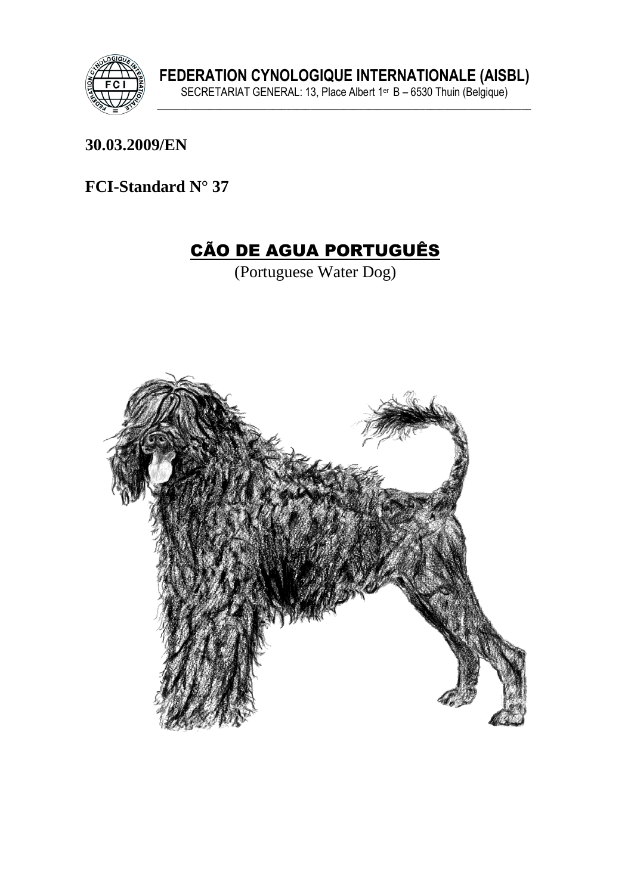**FEDERATION CYNOLOGIQUE INTERNATIONALE (AISBL)**

SECRETARIAT GENERAL: 13, Place Albert 1er B – 6530 Thuin (Belgique)

**30.03.2009/EN**

**FCI-Standard N° 37**

# CÃO DE AGUA PORTUGUÊS

(Portuguese Water Dog)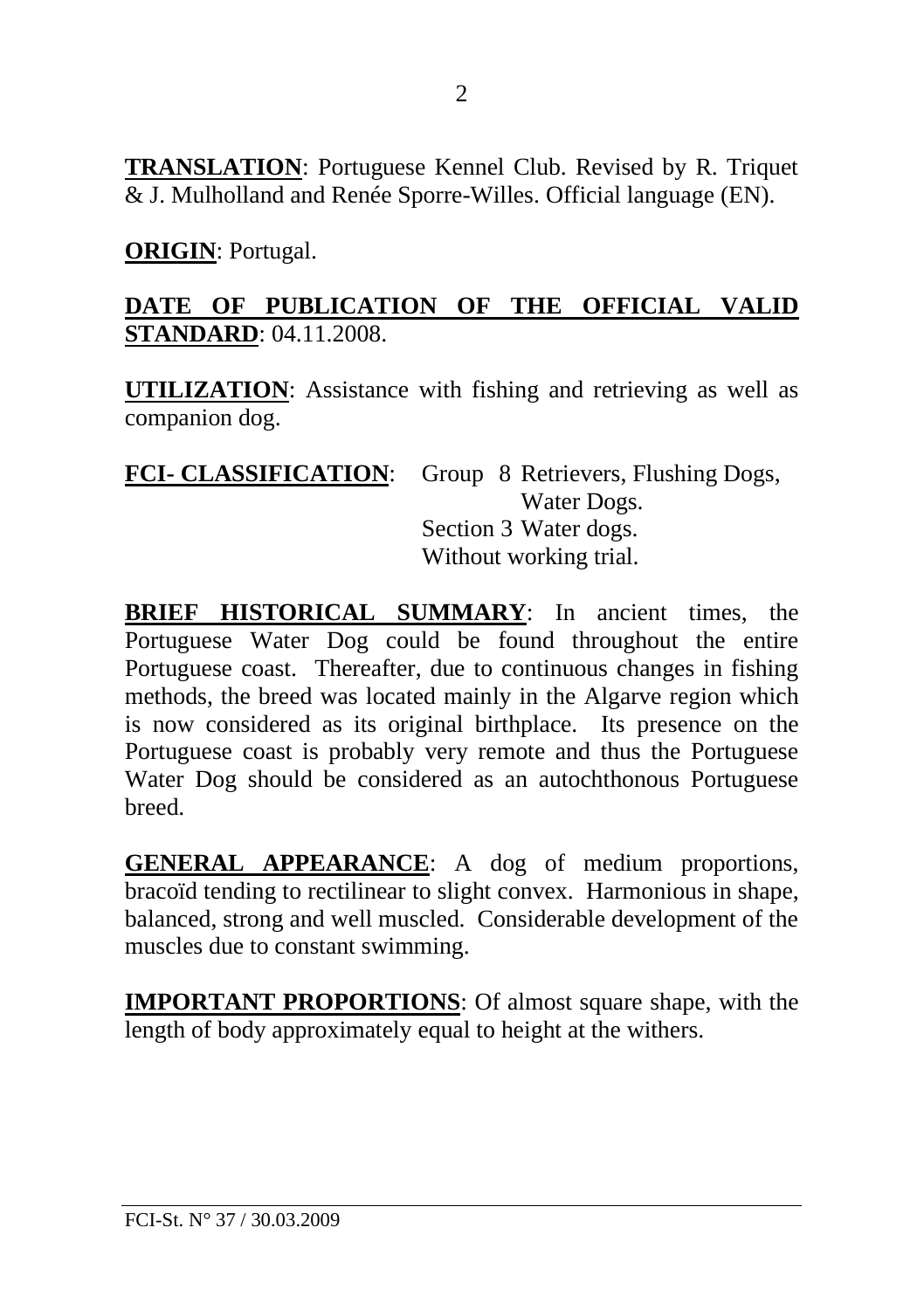**TRANSLATION**: Portuguese Kennel Club. Revised by R. Triquet & J. Mulholland and Renée Sporre-Willes. Official language (EN).

**ORIGIN**: Portugal.

**DATE OF PUBLICATION OF THE OFFICIAL VALID STANDARD**: 04.11.2008.

**UTILIZATION**: Assistance with fishing and retrieving as well as companion dog.

**FCI- CLASSIFICATION**: Group 8 Retrievers, Flushing Dogs, Water Dogs.
Section 3 Water dogs.
Without working trial.

**BRIEF HISTORICAL SUMMARY**: In ancient times, the Portuguese Water Dog could be found throughout the entire Portuguese coast. Thereafter, due to continuous changes in fishing methods, the breed was located mainly in the Algarve region which is now considered as its original birthplace. Its presence on the Portuguese coast is probably very remote and thus the Portuguese Water Dog should be considered as an autochthonous Portuguese breed.

**GENERAL APPEARANCE**: A dog of medium proportions, bracoïd tending to rectilinear to slight convex. Harmonious in shape, balanced, strong and well muscled. Considerable development of the muscles due to constant swimming.

**IMPORTANT PROPORTIONS**: Of almost square shape, with the length of body approximately equal to height at the withers.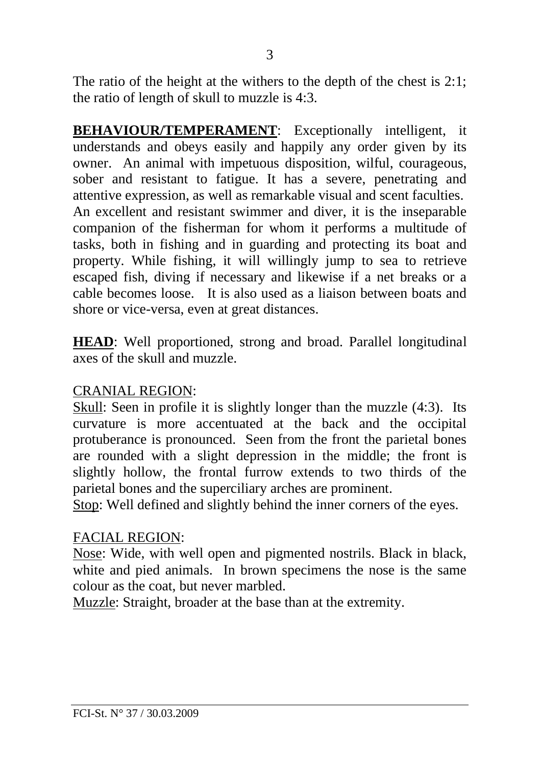The ratio of the height at the withers to the depth of the chest is 2:1; the ratio of length of skull to muzzle is 4:3.

**BEHAVIOUR/TEMPERAMENT**: Exceptionally intelligent, it understands and obeys easily and happily any order given by its owner. An animal with impetuous disposition, wilful, courageous, sober and resistant to fatigue. It has a severe, penetrating and attentive expression, as well as remarkable visual and scent faculties. An excellent and resistant swimmer and diver, it is the inseparable companion of the fisherman for whom it performs a multitude of tasks, both in fishing and in guarding and protecting its boat and property. While fishing, it will willingly jump to sea to retrieve escaped fish, diving if necessary and likewise if a net breaks or a cable becomes loose. It is also used as a liaison between boats and shore or vice-versa, even at great distances.

**HEAD**: Well proportioned, strong and broad. Parallel longitudinal axes of the skull and muzzle.

CRANIAL REGION:

Skull: Seen in profile it is slightly longer than the muzzle (4:3). Its curvature is more accentuated at the back and the occipital protuberance is pronounced. Seen from the front the parietal bones are rounded with a slight depression in the middle; the front is slightly hollow, the frontal furrow extends to two thirds of the parietal bones and the superciliary arches are prominent.

Stop: Well defined and slightly behind the inner corners of the eyes.

FACIAL REGION:

Nose: Wide, with well open and pigmented nostrils. Black in black, white and pied animals. In brown specimens the nose is the same colour as the coat, but never marbled.

Muzzle: Straight, broader at the base than at the extremity.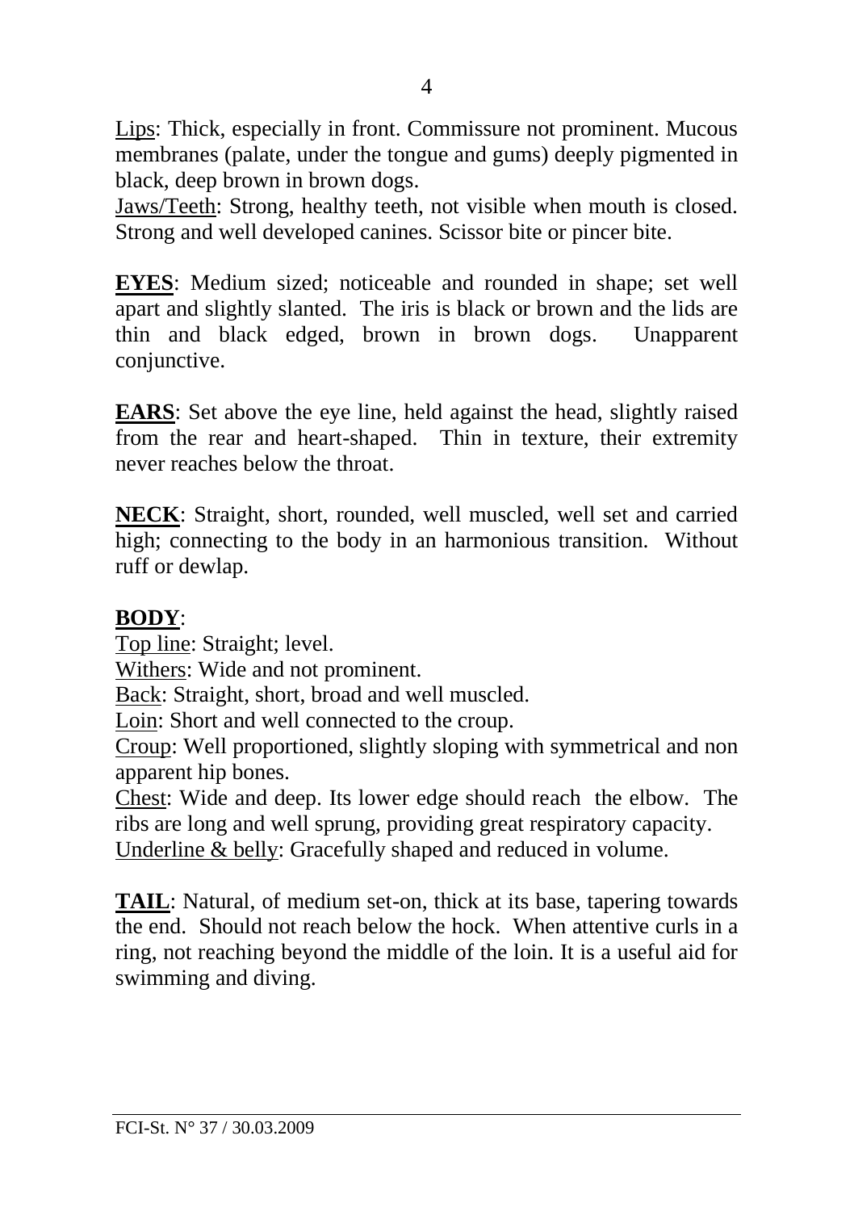Lips: Thick, especially in front. Commissure not prominent. Mucous membranes (palate, under the tongue and gums) deeply pigmented in black, deep brown in brown dogs.

Jaws/Teeth: Strong, healthy teeth, not visible when mouth is closed. Strong and well developed canines. Scissor bite or pincer bite.

**EYES**: Medium sized; noticeable and rounded in shape; set well apart and slightly slanted. The iris is black or brown and the lids are thin and black edged, brown in brown dogs. Unapparent conjunctive.

**EARS**: Set above the eye line, held against the head, slightly raised from the rear and heart-shaped. Thin in texture, their extremity never reaches below the throat.

**NECK**: Straight, short, rounded, well muscled, well set and carried high; connecting to the body in an harmonious transition. Without ruff or dewlap.

**BODY**:

Top line: Straight; level.

Withers: Wide and not prominent.

Back: Straight, short, broad and well muscled.

Loin: Short and well connected to the croup.

Croup: Well proportioned, slightly sloping with symmetrical and non apparent hip bones.

Chest: Wide and deep. Its lower edge should reach the elbow. The ribs are long and well sprung, providing great respiratory capacity.

Underline & belly: Gracefully shaped and reduced in volume.

**TAIL**: Natural, of medium set-on, thick at its base, tapering towards the end. Should not reach below the hock. When attentive curls in a ring, not reaching beyond the middle of the loin. It is a useful aid for swimming and diving.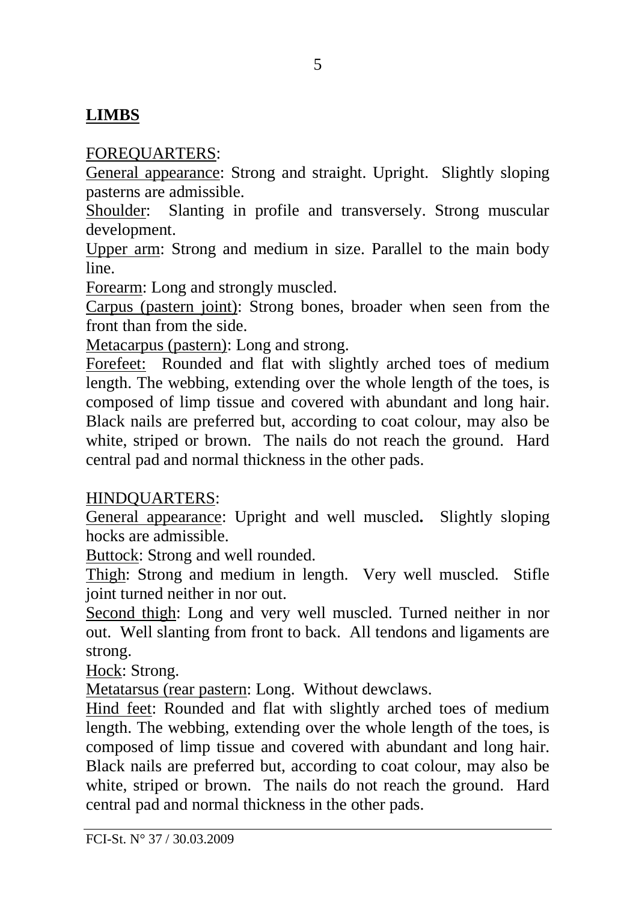## LIMBS

FOREQUARTERS:

General appearance: Strong and straight. Upright. Slightly sloping pasterns are admissible.

Shoulder: Slanting in profile and transversely. Strong muscular development.

Upper arm: Strong and medium in size. Parallel to the main body line.

Forearm: Long and strongly muscled.

Carpus (pastern joint): Strong bones, broader when seen from the front than from the side.

Metacarpus (pastern): Long and strong.

Forefeet: Rounded and flat with slightly arched toes of medium length. The webbing, extending over the whole length of the toes, is composed of limp tissue and covered with abundant and long hair. Black nails are preferred but, according to coat colour, may also be white, striped or brown. The nails do not reach the ground. Hard central pad and normal thickness in the other pads.

HINDQUARTERS:

General appearance: Upright and well muscled**.** Slightly sloping hocks are admissible.

Buttock: Strong and well rounded.

Thigh: Strong and medium in length. Very well muscled. Stifle joint turned neither in nor out.

Second thigh: Long and very well muscled. Turned neither in nor out. Well slanting from front to back. All tendons and ligaments are strong.

Hock: Strong.

Metatarsus (rear pastern: Long. Without dewclaws.

Hind feet: Rounded and flat with slightly arched toes of medium length. The webbing, extending over the whole length of the toes, is composed of limp tissue and covered with abundant and long hair. Black nails are preferred but, according to coat colour, may also be white, striped or brown. The nails do not reach the ground. Hard central pad and normal thickness in the other pads.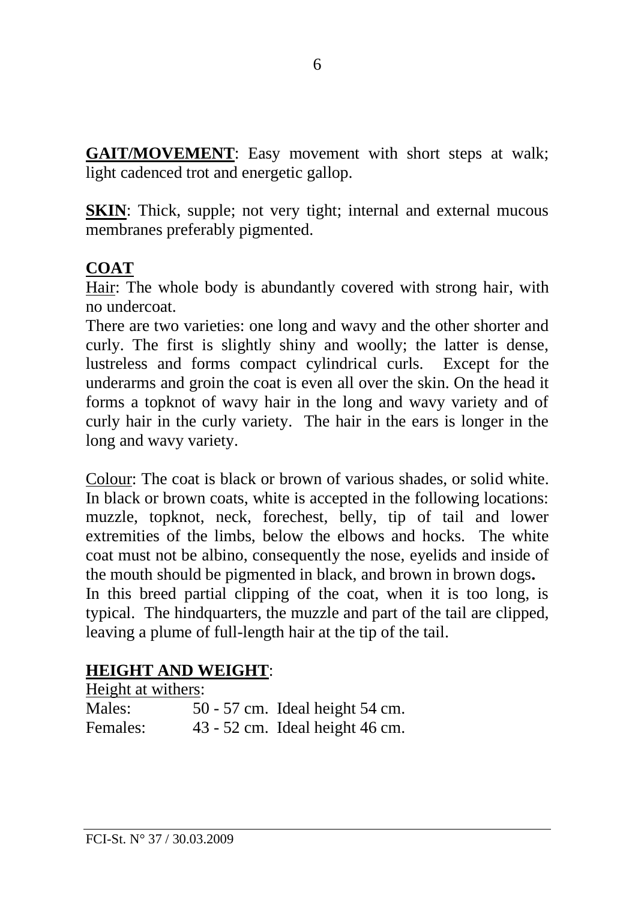**GAIT/MOVEMENT**: Easy movement with short steps at walk; light cadenced trot and energetic gallop.

**SKIN**: Thick, supple; not very tight; internal and external mucous membranes preferably pigmented.

## COAT

Hair: The whole body is abundantly covered with strong hair, with no undercoat.

There are two varieties: one long and wavy and the other shorter and curly. The first is slightly shiny and woolly; the latter is dense, lustreless and forms compact cylindrical curls. Except for the underarms and groin the coat is even all over the skin. On the head it forms a topknot of wavy hair in the long and wavy variety and of curly hair in the curly variety. The hair in the ears is longer in the long and wavy variety.

Colour: The coat is black or brown of various shades, or solid white. In black or brown coats, white is accepted in the following locations: muzzle, topknot, neck, forechest, belly, tip of tail and lower extremities of the limbs, below the elbows and hocks. The white coat must not be albino, consequently the nose, eyelids and inside of the mouth should be pigmented in black, and brown in brown dogs**.**

In this breed partial clipping of the coat, when it is too long, is typical. The hindquarters, the muzzle and part of the tail are clipped, leaving a plume of full-length hair at the tip of the tail.

## HEIGHT AND WEIGHT:

Height at withers:

| | |
|---|---|
| Males: | 50 - 57 cm. Ideal height 54 cm. |
| Females: | 43 - 52 cm. Ideal height 46 cm. |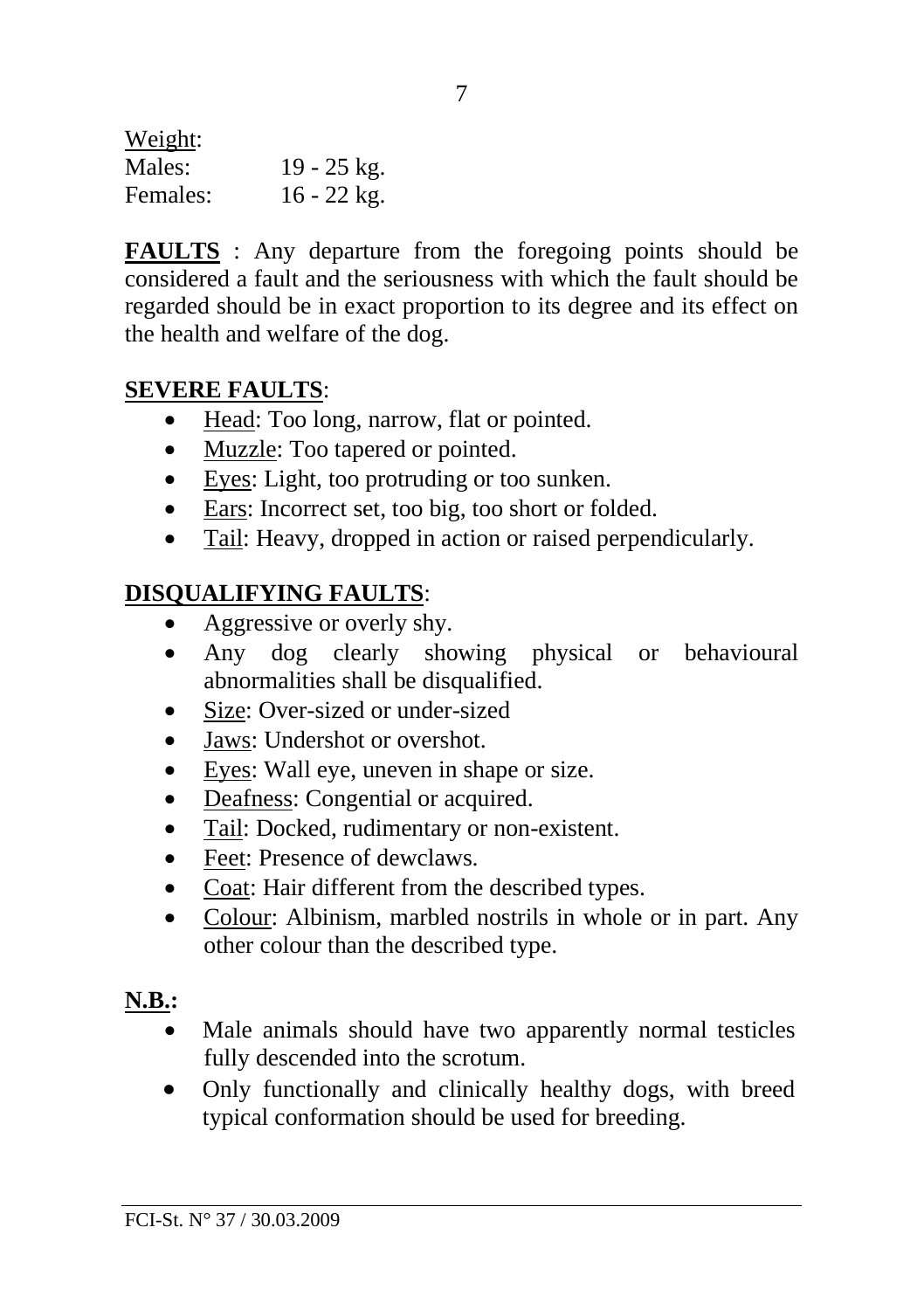<u>Weight</u>:

| | |
|---|---|
| Males: | 19 - 25 kg. |
| Females: | 16 - 22 kg. |

**<u>FAULTS</u>** : Any departure from the foregoing points should be considered a fault and the seriousness with which the fault should be regarded should be in exact proportion to its degree and its effect on the health and welfare of the dog.

**<u>SEVERE FAULTS</u>**:

- <u>Head</u>: Too long, narrow, flat or pointed.
- <u>Muzzle</u>: Too tapered or pointed.
- <u>Eyes</u>: Light, too protruding or too sunken.
- <u>Ears</u>: Incorrect set, too big, too short or folded.
- <u>Tail</u>: Heavy, dropped in action or raised perpendicularly.

**<u>DISQUALIFYING FAULTS</u>**:

- Aggressive or overly shy.
- Any dog clearly showing physical or behavioural abnormalities shall be disqualified.
- <u>Size</u>: Over-sized or under-sized
- <u>Jaws</u>: Undershot or overshot.
- <u>Eyes</u>: Wall eye, uneven in shape or size.
- <u>Deafness</u>: Congential or acquired.
- <u>Tail</u>: Docked, rudimentary or non-existent.
- <u>Feet</u>: Presence of dewclaws.
- <u>Coat</u>: Hair different from the described types.
- <u>Colour</u>: Albinism, marbled nostrils in whole or in part. Any other colour than the described type.

**<u>N.B.</u>:**

- Male animals should have two apparently normal testicles fully descended into the scrotum.
- Only functionally and clinically healthy dogs, with breed typical conformation should be used for breeding.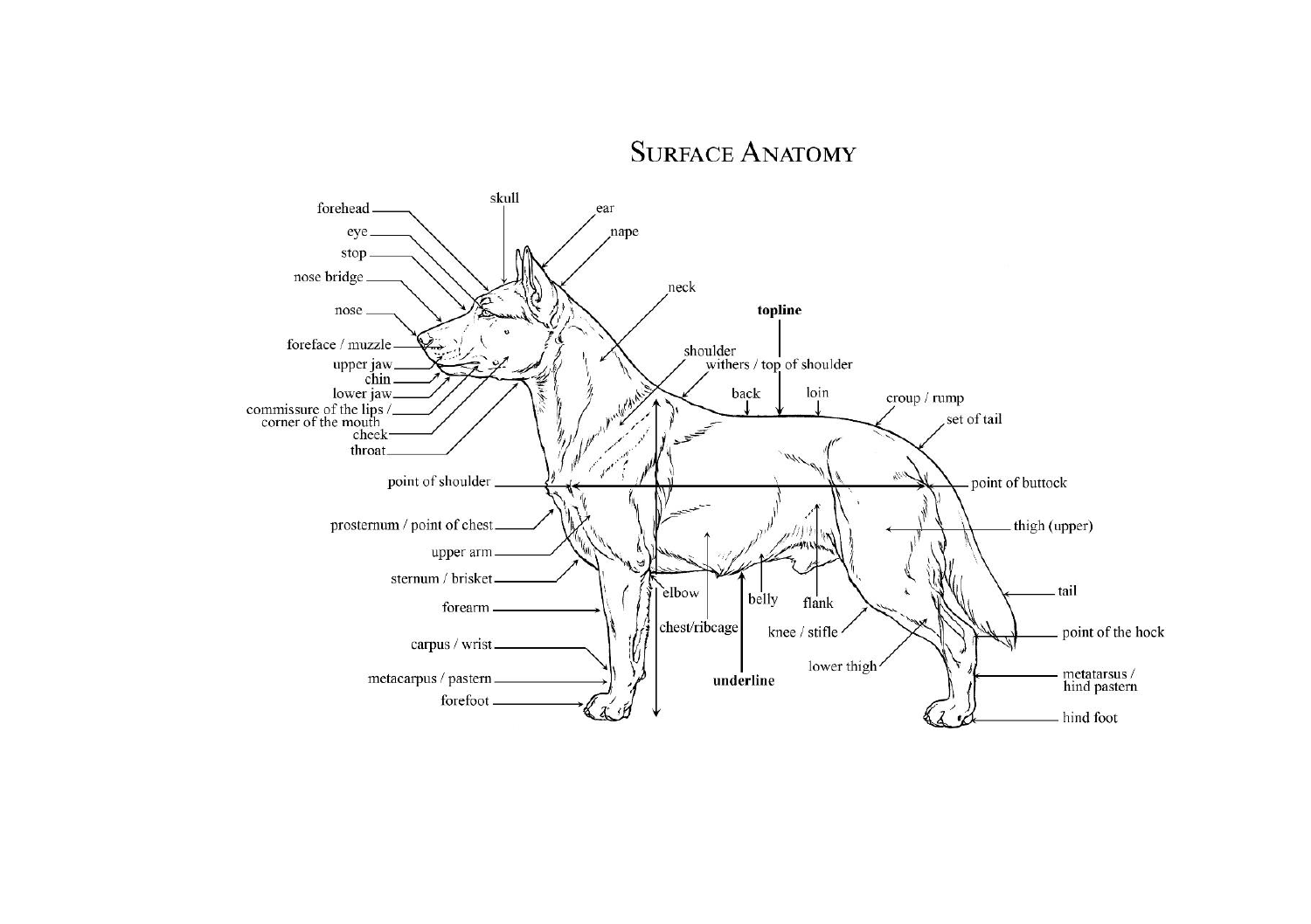# Surface Anatomy

forehead
eye
stop
nose bridge
nose
foreface / muzzle
upper jaw
chin
lower jaw
commissure of the lips / corner of the mouth
cheek
throat
skull
ear
nape
neck
topline
shoulder
withers / top of shoulder
back
loin
croup / rump
set of tail
point of shoulder
point of buttock
prosternum / point of chest
thigh (upper)
upper arm
sternum / brisket
elbow
belly
flank
tail
forearm
chest/ribcage
knee / stifle
point of the hock
carpus / wrist
lower thigh
metacarpus / pastern
underline
metatarsus / hind pastern
forefoot
hind foot